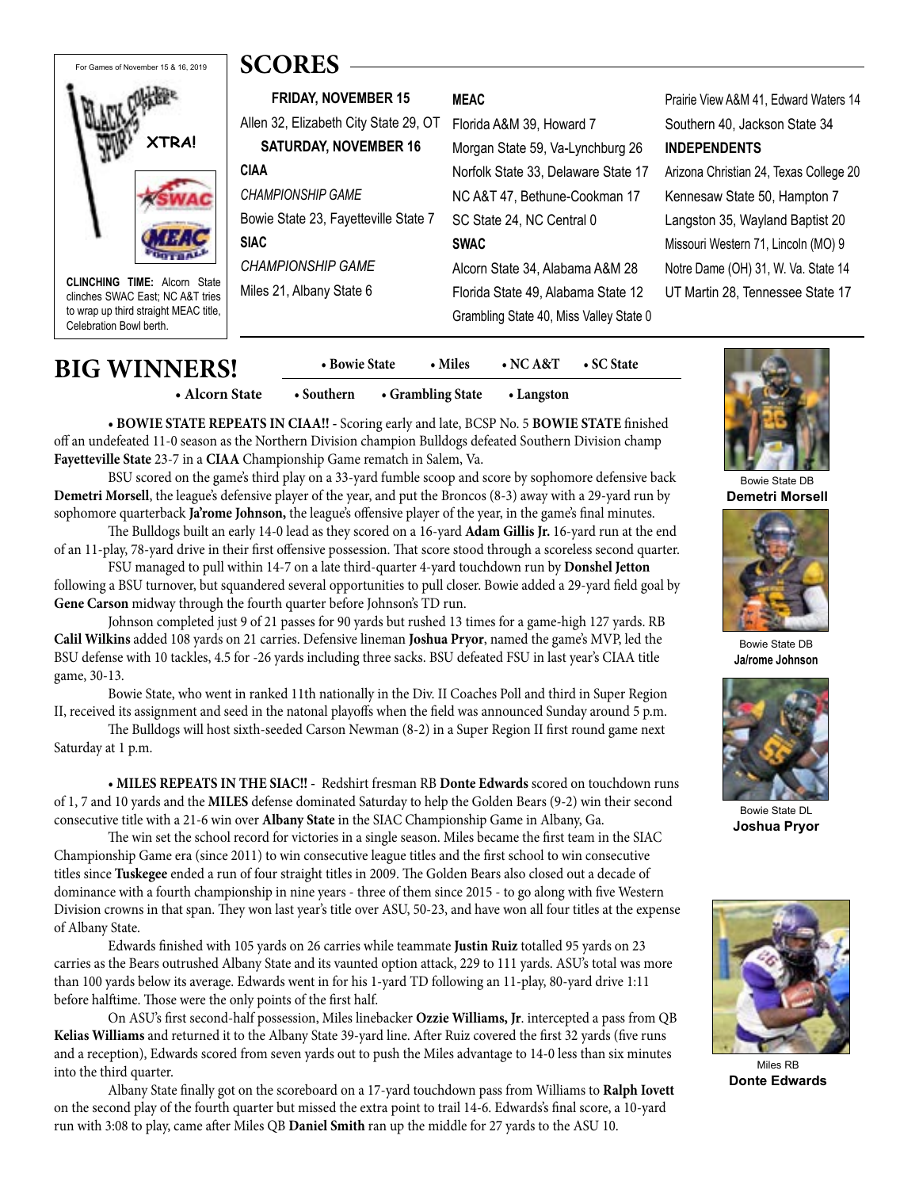For Games of November 15 & 16, 2019

BLACK COLLEGE SPORTS PAGE XTRA!

**CLINCHING TIME:** Alcorn State clinches SWAC East; NC A&T tries to wrap up third straight MEAC title, Celebration Bowl berth.

# SCORES

**FRIDAY, NOVEMBER 15**

Allen 32, Elizabeth City State 29, OT

**SATURDAY, NOVEMBER 16**

**CIAA**

*CHAMPIONSHIP GAME*

Bowie State 23, Fayetteville State 7

**SIAC**

*CHAMPIONSHIP GAME*

Miles 21, Albany State 6

**MEAC**

Florida A&M 39, Howard 7

Morgan State 59, Va-Lynchburg 26

Norfolk State 33, Delaware State 17

NC A&T 47, Bethune-Cookman 17

SC State 24, NC Central 0

**SWAC**

Alcorn State 34, Alabama A&M 28

Florida State 49, Alabama State 12

Grambling State 40, Miss Valley State 0

Prairie View A&M 41, Edward Waters 14

Southern 40, Jackson State 34

**INDEPENDENTS**

Arizona Christian 24, Texas College 20

Kennesaw State 50, Hampton 7

Langston 35, Wayland Baptist 20

Missouri Western 71, Lincoln (MO) 9

Notre Dame (OH) 31, W. Va. State 14

UT Martin 28, Tennessee State 17

# BIG WINNERS!

• Bowie State • Miles • NC A&T • SC State

• Alcorn State • Southern • Grambling State • Langston

**• BOWIE STATE REPEATS IN CIAA!!** - Scoring early and late, BCSP No. 5 **BOWIE STATE** finished off an undefeated 11-0 season as the Northern Division champion Bulldogs defeated Southern Division champ **Fayetteville State** 23-7 in a **CIAA** Championship Game rematch in Salem, Va.

BSU scored on the game's third play on a 33-yard fumble scoop and score by sophomore defensive back **Demetri Morsell**, the league's defensive player of the year, and put the Broncos (8-3) away with a 29-yard run by sophomore quarterback **Ja'rome Johnson,** the league's offensive player of the year, in the game's final minutes.

The Bulldogs built an early 14-0 lead as they scored on a 16-yard **Adam Gillis Jr.** 16-yard run at the end of an 11-play, 78-yard drive in their first offensive possession. That score stood through a scoreless second quarter.

FSU managed to pull within 14-7 on a late third-quarter 4-yard touchdown run by **Donshel Jetton** following a BSU turnover, but squandered several opportunities to pull closer. Bowie added a 29-yard field goal by **Gene Carson** midway through the fourth quarter before Johnson's TD run.

Johnson completed just 9 of 21 passes for 90 yards but rushed 13 times for a game-high 127 yards. RB **Calil Wilkins** added 108 yards on 21 carries. Defensive lineman **Joshua Pryor**, named the game's MVP, led the BSU defense with 10 tackles, 4.5 for -26 yards including three sacks. BSU defeated FSU in last year's CIAA title game, 30-13.

Bowie State, who went in ranked 11th nationally in the Div. II Coaches Poll and third in Super Region II, received its assignment and seed in the natonal playoffs when the field was announced Sunday around 5 p.m.

The Bulldogs will host sixth-seeded Carson Newman (8-2) in a Super Region II first round game next Saturday at 1 p.m.

Bowie State DB **Demetri Morsell**

Bowie State DB **Ja/rome Johnson**

Bowie State DL **Joshua Pryor**

**• MILES REPEATS IN THE SIAC!!** - Redshirt fresman RB **Donte Edwards** scored on touchdown runs of 1, 7 and 10 yards and the **MILES** defense dominated Saturday to help the Golden Bears (9-2) win their second consecutive title with a 21-6 win over **Albany State** in the SIAC Championship Game in Albany, Ga.

The win set the school record for victories in a single season. Miles became the first team in the SIAC Championship Game era (since 2011) to win consecutive league titles and the first school to win consecutive titles since **Tuskegee** ended a run of four straight titles in 2009. The Golden Bears also closed out a decade of dominance with a fourth championship in nine years - three of them since 2015 - to go along with five Western Division crowns in that span. They won last year's title over ASU, 50-23, and have won all four titles at the expense of Albany State.

Edwards finished with 105 yards on 26 carries while teammate **Justin Ruiz** totalled 95 yards on 23 carries as the Bears outrushed Albany State and its vaunted option attack, 229 to 111 yards. ASU's total was more than 100 yards below its average. Edwards went in for his 1-yard TD following an 11-play, 80-yard drive 1:11 before halftime. Those were the only points of the first half.

On ASU's first second-half possession, Miles linebacker **Ozzie Williams, Jr**. intercepted a pass from QB **Kelias Williams** and returned it to the Albany State 39-yard line. After Ruiz covered the first 32 yards (five runs and a reception), Edwards scored from seven yards out to push the Miles advantage to 14-0 less than six minutes into the third quarter.

Albany State finally got on the scoreboard on a 17-yard touchdown pass from Williams to **Ralph Iovett** on the second play of the fourth quarter but missed the extra point to trail 14-6. Edwards's final score, a 10-yard run with 3:08 to play, came after Miles QB **Daniel Smith** ran up the middle for 27 yards to the ASU 10.

Miles RB **Donte Edwards**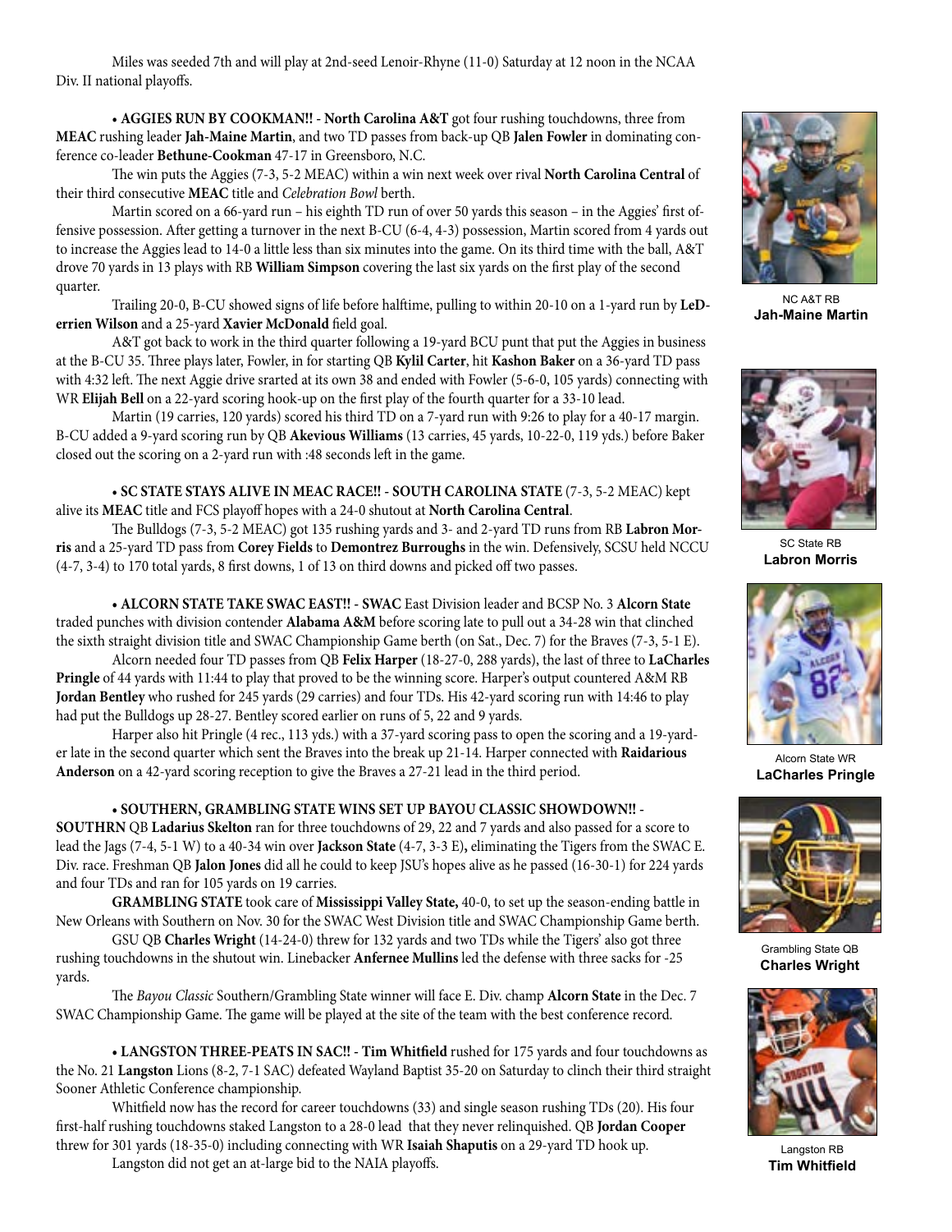Miles was seeded 7th and will play at 2nd-seed Lenoir-Rhyne (11-0) Saturday at 12 noon in the NCAA Div. II national playoffs.

**• AGGIES RUN BY COOKMAN!! - North Carolina A&T** got four rushing touchdowns, three from **MEAC** rushing leader **Jah-Maine Martin**, and two TD passes from back-up QB **Jalen Fowler** in dominating conference co-leader **Bethune-Cookman** 47-17 in Greensboro, N.C.

The win puts the Aggies (7-3, 5-2 MEAC) within a win next week over rival **North Carolina Central** of their third consecutive **MEAC** title and *Celebration Bowl* berth.

Martin scored on a 66-yard run – his eighth TD run of over 50 yards this season – in the Aggies' first offensive possession. After getting a turnover in the next B-CU (6-4, 4-3) possession, Martin scored from 4 yards out to increase the Aggies lead to 14-0 a little less than six minutes into the game. On its third time with the ball, A&T drove 70 yards in 13 plays with RB **William Simpson** covering the last six yards on the first play of the second quarter.

Trailing 20-0, B-CU showed signs of life before halftime, pulling to within 20-10 on a 1-yard run by **LeDerrien Wilson** and a 25-yard **Xavier McDonald** field goal.

A&T got back to work in the third quarter following a 19-yard BCU punt that put the Aggies in business at the B-CU 35. Three plays later, Fowler, in for starting QB **Kylil Carter**, hit **Kashon Baker** on a 36-yard TD pass with 4:32 left. The next Aggie drive srarted at its own 38 and ended with Fowler (5-6-0, 105 yards) connecting with WR **Elijah Bell** on a 22-yard scoring hook-up on the first play of the fourth quarter for a 33-10 lead.

Martin (19 carries, 120 yards) scored his third TD on a 7-yard run with 9:26 to play for a 40-17 margin. B-CU added a 9-yard scoring run by QB **Akevious Williams** (13 carries, 45 yards, 10-22-0, 119 yds.) before Baker closed out the scoring on a 2-yard run with :48 seconds left in the game.

NC A&T RB
**Jah-Maine Martin**

**• SC STATE STAYS ALIVE IN MEAC RACE!! - SOUTH CAROLINA STATE** (7-3, 5-2 MEAC) kept alive its **MEAC** title and FCS playoff hopes with a 24-0 shutout at **North Carolina Central**.

The Bulldogs (7-3, 5-2 MEAC) got 135 rushing yards and 3- and 2-yard TD runs from RB **Labron Morris** and a 25-yard TD pass from **Corey Fields** to **Demontrez Burroughs** in the win. Defensively, SCSU held NCCU (4-7, 3-4) to 170 total yards, 8 first downs, 1 of 13 on third downs and picked off two passes.

SC State RB
**Labron Morris**

**• ALCORN STATE TAKE SWAC EAST!! - SWAC** East Division leader and BCSP No. 3 **Alcorn State** traded punches with division contender **Alabama A&M** before scoring late to pull out a 34-28 win that clinched the sixth straight division title and SWAC Championship Game berth (on Sat., Dec. 7) for the Braves (7-3, 5-1 E).

Alcorn needed four TD passes from QB **Felix Harper** (18-27-0, 288 yards), the last of three to **LaCharles Pringle** of 44 yards with 11:44 to play that proved to be the winning score. Harper's output countered A&M RB **Jordan Bentley** who rushed for 245 yards (29 carries) and four TDs. His 42-yard scoring run with 14:46 to play had put the Bulldogs up 28-27. Bentley scored earlier on runs of 5, 22 and 9 yards.

Harper also hit Pringle (4 rec., 113 yds.) with a 37-yard scoring pass to open the scoring and a 19-yarder late in the second quarter which sent the Braves into the break up 21-14. Harper connected with **Raidarious Anderson** on a 42-yard scoring reception to give the Braves a 27-21 lead in the third period.

Alcorn State WR
**LaCharles Pringle**

**• SOUTHERN, GRAMBLING STATE WINS SET UP BAYOU CLASSIC SHOWDOWN!! - SOUTHRN** QB **Ladarius Skelton** ran for three touchdowns of 29, 22 and 7 yards and also passed for a score to lead the Jags (7-4, 5-1 W) to a 40-34 win over **Jackson State** (4-7, 3-3 E)**,** eliminating the Tigers from the SWAC E. Div. race. Freshman QB **Jalon Jones** did all he could to keep JSU's hopes alive as he passed (16-30-1) for 224 yards and four TDs and ran for 105 yards on 19 carries.

**GRAMBLING STATE** took care of **Mississippi Valley State,** 40-0, to set up the season-ending battle in New Orleans with Southern on Nov. 30 for the SWAC West Division title and SWAC Championship Game berth.

GSU QB **Charles Wright** (14-24-0) threw for 132 yards and two TDs while the Tigers' also got three rushing touchdowns in the shutout win. Linebacker **Anfernee Mullins** led the defense with three sacks for -25 yards.

The *Bayou Classic* Southern/Grambling State winner will face E. Div. champ **Alcorn State** in the Dec. 7 SWAC Championship Game. The game will be played at the site of the team with the best conference record.

Grambling State QB
**Charles Wright**

**• LANGSTON THREE-PEATS IN SAC!! - Tim Whitfield** rushed for 175 yards and four touchdowns as the No. 21 **Langston** Lions (8-2, 7-1 SAC) defeated Wayland Baptist 35-20 on Saturday to clinch their third straight Sooner Athletic Conference championship.

Whitfield now has the record for career touchdowns (33) and single season rushing TDs (20). His four first-half rushing touchdowns staked Langston to a 28-0 lead that they never relinquished. QB **Jordan Cooper** threw for 301 yards (18-35-0) including connecting with WR **Isaiah Shaputis** on a 29-yard TD hook up.

Langston did not get an at-large bid to the NAIA playoffs.

Langston RB
**Tim Whitfield**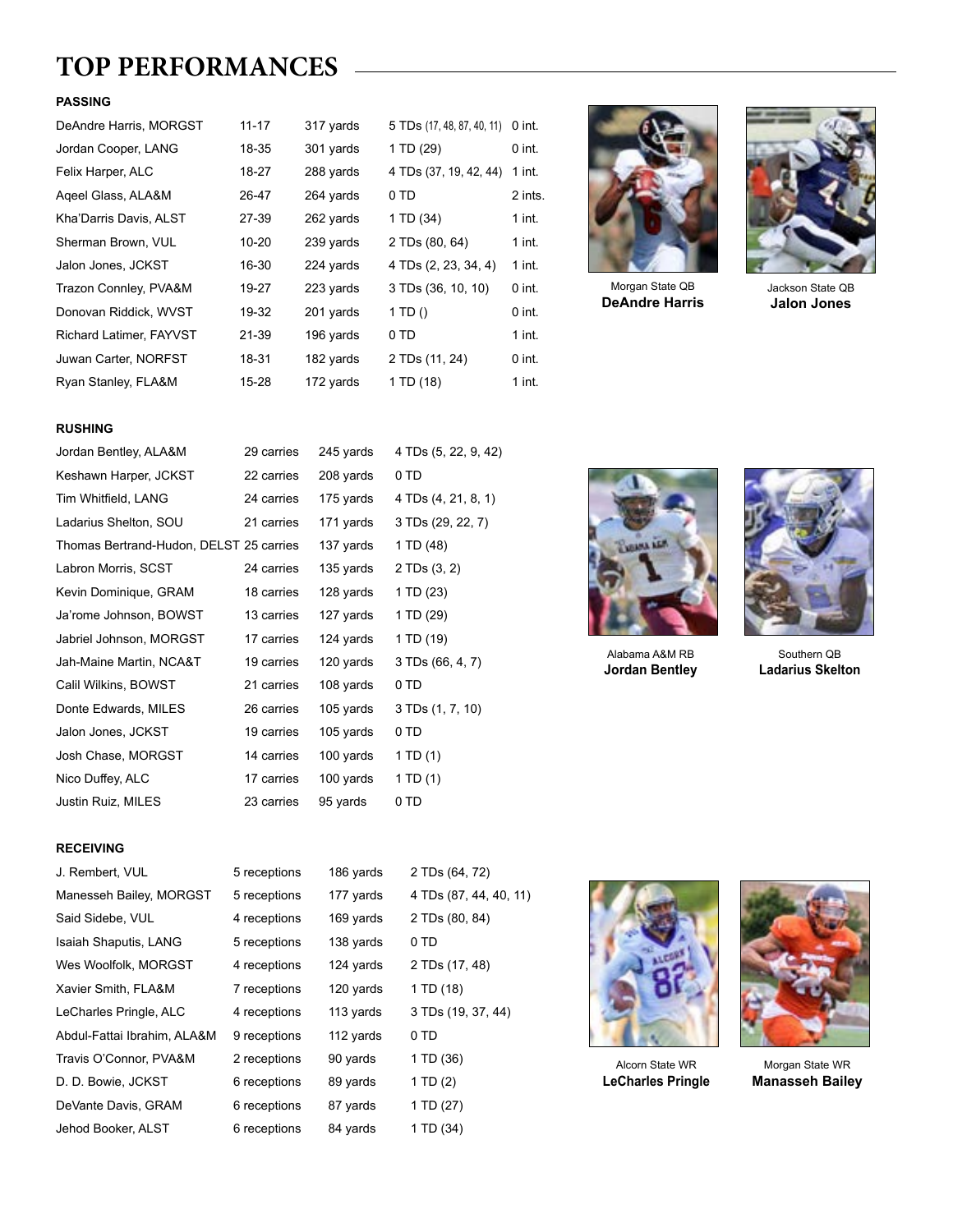# TOP PERFORMANCES

### PASSING

| Player | Comp-Att | Yards | TDs | Int |
|---|---|---|---|---|
| DeAndre Harris, MORGST | 11-17 | 317 yards | 5 TDs (17, 48, 87, 40, 11) | 0 int. |
| Jordan Cooper, LANG | 18-35 | 301 yards | 1 TD (29) | 0 int. |
| Felix Harper, ALC | 18-27 | 288 yards | 4 TDs (37, 19, 42, 44) | 1 int. |
| Aqeel Glass, ALA&M | 26-47 | 264 yards | 0 TD | 2 ints. |
| Kha'Darris Davis, ALST | 27-39 | 262 yards | 1 TD (34) | 1 int. |
| Sherman Brown, VUL | 10-20 | 239 yards | 2 TDs (80, 64) | 1 int. |
| Jalon Jones, JCKST | 16-30 | 224 yards | 4 TDs (2, 23, 34, 4) | 1 int. |
| Trazon Connley, PVA&M | 19-27 | 223 yards | 3 TDs (36, 10, 10) | 0 int. |
| Donovan Riddick, WVST | 19-32 | 201 yards | 1 TD () | 0 int. |
| Richard Latimer, FAYVST | 21-39 | 196 yards | 0 TD | 1 int. |
| Juwan Carter, NORFST | 18-31 | 182 yards | 2 TDs (11, 24) | 0 int. |
| Ryan Stanley, FLA&M | 15-28 | 172 yards | 1 TD (18) | 1 int. |

Morgan State QB
**DeAndre Harris**

Jackson State QB
**Jalon Jones**

### RUSHING

| Player | Carries | Yards | TDs |
|---|---|---|---|
| Jordan Bentley, ALA&M | 29 carries | 245 yards | 4 TDs (5, 22, 9, 42) |
| Keshawn Harper, JCKST | 22 carries | 208 yards | 0 TD |
| Tim Whitfield, LANG | 24 carries | 175 yards | 4 TDs (4, 21, 8, 1) |
| Ladarius Shelton, SOU | 21 carries | 171 yards | 3 TDs (29, 22, 7) |
| Thomas Bertrand-Hudon, DELST | 25 carries | 137 yards | 1 TD (48) |
| Labron Morris, SCST | 24 carries | 135 yards | 2 TDs (3, 2) |
| Kevin Dominique, GRAM | 18 carries | 128 yards | 1 TD (23) |
| Ja'rome Johnson, BOWST | 13 carries | 127 yards | 1 TD (29) |
| Jabriel Johnson, MORGST | 17 carries | 124 yards | 1 TD (19) |
| Jah-Maine Martin, NCA&T | 19 carries | 120 yards | 3 TDs (66, 4, 7) |
| Calil Wilkins, BOWST | 21 carries | 108 yards | 0 TD |
| Donte Edwards, MILES | 26 carries | 105 yards | 3 TDs (1, 7, 10) |
| Jalon Jones, JCKST | 19 carries | 105 yards | 0 TD |
| Josh Chase, MORGST | 14 carries | 100 yards | 1 TD (1) |
| Nico Duffey, ALC | 17 carries | 100 yards | 1 TD (1) |
| Justin Ruiz, MILES | 23 carries | 95 yards | 0 TD |

Alabama A&M RB
**Jordan Bentley**

Southern QB
**Ladarius Skelton**

### RECEIVING

| Player | Receptions | Yards | TDs |
|---|---|---|---|
| J. Rembert, VUL | 5 receptions | 186 yards | 2 TDs (64, 72) |
| Manesseh Bailey, MORGST | 5 receptions | 177 yards | 4 TDs (87, 44, 40, 11) |
| Said Sidebe, VUL | 4 receptions | 169 yards | 2 TDs (80, 84) |
| Isaiah Shaputis, LANG | 5 receptions | 138 yards | 0 TD |
| Wes Woolfolk, MORGST | 4 receptions | 124 yards | 2 TDs (17, 48) |
| Xavier Smith, FLA&M | 7 receptions | 120 yards | 1 TD (18) |
| LeCharles Pringle, ALC | 4 receptions | 113 yards | 3 TDs (19, 37, 44) |
| Abdul-Fattai Ibrahim, ALA&M | 9 receptions | 112 yards | 0 TD |
| Travis O'Connor, PVA&M | 2 receptions | 90 yards | 1 TD (36) |
| D. D. Bowie, JCKST | 6 receptions | 89 yards | 1 TD (2) |
| DeVante Davis, GRAM | 6 receptions | 87 yards | 1 TD (27) |
| Jehod Booker, ALST | 6 receptions | 84 yards | 1 TD (34) |

Alcorn State WR
**LeCharles Pringle**

Morgan State WR
**Manasseh Bailey**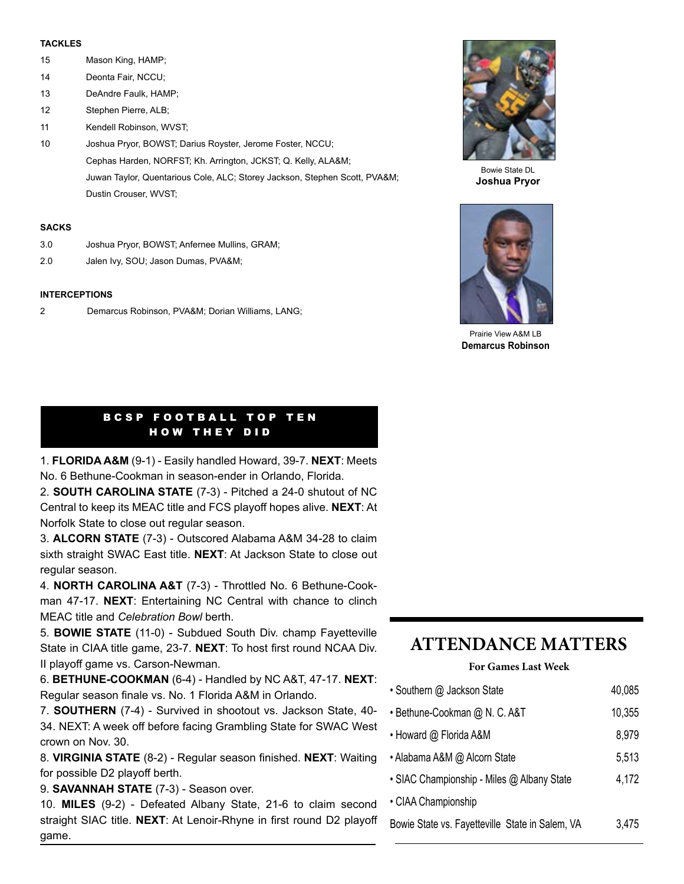### TACKLES

| | |
|---|---|
| 15 | Mason King, HAMP; |
| 14 | Deonta Fair, NCCU; |
| 13 | DeAndre Faulk, HAMP; |
| 12 | Stephen Pierre, ALB; |
| 11 | Kendell Robinson, WVST; |
| 10 | Joshua Pryor, BOWST; Darius Royster, Jerome Foster, NCCU; Cephas Harden, NORFST; Kh. Arrington, JCKST; Q. Kelly, ALA&M; Juwan Taylor, Quentarious Cole, ALC; Storey Jackson, Stephen Scott, PVA&M; Dustin Crouser, WVST; |

### SACKS

| | |
|---|---|
| 3.0 | Joshua Pryor, BOWST; Anfernee Mullins, GRAM; |
| 2.0 | Jalen Ivy, SOU; Jason Dumas, PVA&M; |

### INTERCEPTIONS

| | |
|---|---|
| 2 | Demarcus Robinson, PVA&M; Dorian Williams, LANG; |

Bowie State DL
**Joshua Pryor**

Prairie View A&M LB
**Demarcus Robinson**

## BCSP FOOTBALL TOP TEN HOW THEY DID

1. **FLORIDA A&M** (9-1) - Easily handled Howard, 39-7. **NEXT**: Meets No. 6 Bethune-Cookman in season-ender in Orlando, Florida.
2. **SOUTH CAROLINA STATE** (7-3) - Pitched a 24-0 shutout of NC Central to keep its MEAC title and FCS playoff hopes alive. **NEXT**: At Norfolk State to close out regular season.
3. **ALCORN STATE** (7-3) - Outscored Alabama A&M 34-28 to claim sixth straight SWAC East title. **NEXT**: At Jackson State to close out regular season.
4. **NORTH CAROLINA A&T** (7-3) - Throttled No. 6 Bethune-Cookman 47-17. **NEXT**: Entertaining NC Central with chance to clinch MEAC title and *Celebration Bowl* berth.
5. **BOWIE STATE** (11-0) - Subdued South Div. champ Fayetteville State in CIAA title game, 23-7. **NEXT**: To host first round NCAA Div. II playoff game vs. Carson-Newman.
6. **BETHUNE-COOKMAN** (6-4) - Handled by NC A&T, 47-17. **NEXT**: Regular season finale vs. No. 1 Florida A&M in Orlando.
7. **SOUTHERN** (7-4) - Survived in shootout vs. Jackson State, 40-34. NEXT: A week off before facing Grambling State for SWAC West crown on Nov. 30.
8. **VIRGINIA STATE** (8-2) - Regular season finished. **NEXT**: Waiting for possible D2 playoff berth.
9. **SAVANNAH STATE** (7-3) - Season over.
10. **MILES** (9-2) - Defeated Albany State, 21-6 to claim second straight SIAC title. **NEXT**: At Lenoir-Rhyne in first round D2 playoff game.

## ATTENDANCE MATTERS

**For Games Last Week**

| Game | Attendance |
|---|---|
| • Southern @ Jackson State | 40,085 |
| • Bethune-Cookman @ N. C. A&T | 10,355 |
| • Howard @ Florida A&M | 8,979 |
| • Alabama A&M @ Alcorn State | 5,513 |
| • SIAC Championship - Miles @ Albany State | 4,172 |
| • CIAA Championship Bowie State vs. Fayetteville State in Salem, VA | 3,475 |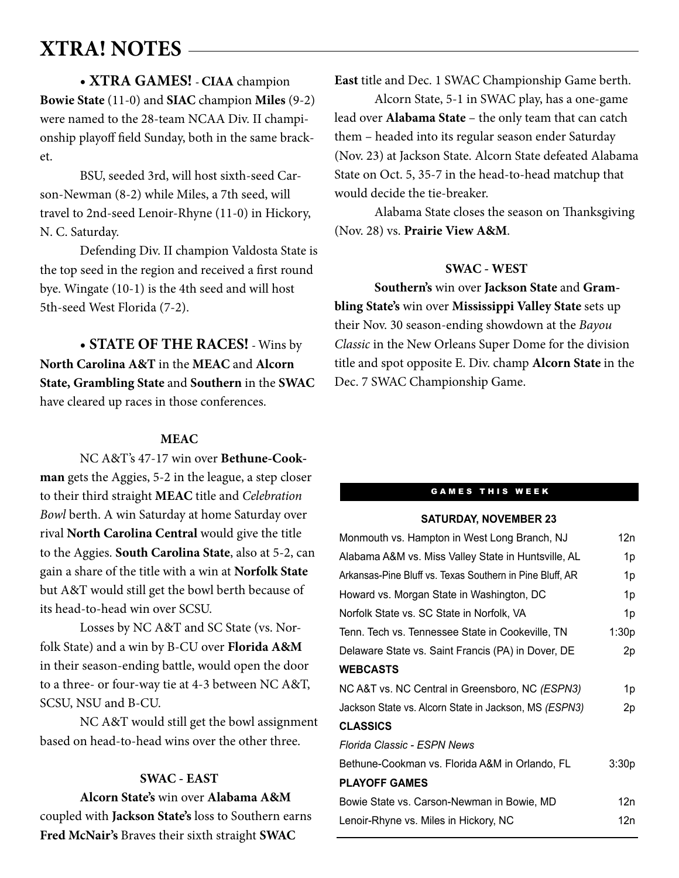# XTRA! NOTES

• **XTRA GAMES!** - **CIAA** champion **Bowie State** (11-0) and **SIAC** champion **Miles** (9-2) were named to the 28-team NCAA Div. II championship playoff field Sunday, both in the same bracket.

BSU, seeded 3rd, will host sixth-seed Carson-Newman (8-2) while Miles, a 7th seed, will travel to 2nd-seed Lenoir-Rhyne (11-0) in Hickory, N. C. Saturday.

Defending Div. II champion Valdosta State is the top seed in the region and received a first round bye. Wingate (10-1) is the 4th seed and will host 5th-seed West Florida (7-2).

• **STATE OF THE RACES!** - Wins by **North Carolina A&T** in the **MEAC** and **Alcorn State, Grambling State** and **Southern** in the **SWAC** have cleared up races in those conferences.

### MEAC

NC A&T's 47-17 win over **Bethune-Cookman** gets the Aggies, 5-2 in the league, a step closer to their third straight **MEAC** title and *Celebration Bowl* berth. A win Saturday at home Saturday over rival **North Carolina Central** would give the title to the Aggies. **South Carolina State**, also at 5-2, can gain a share of the title with a win at **Norfolk State** but A&T would still get the bowl berth because of its head-to-head win over SCSU.

Losses by NC A&T and SC State (vs. Norfolk State) and a win by B-CU over **Florida A&M** in their season-ending battle, would open the door to a three- or four-way tie at 4-3 between NC A&T, SCSU, NSU and B-CU.

NC A&T would still get the bowl assignment based on head-to-head wins over the other three.

### SWAC - EAST

**Alcorn State's** win over **Alabama A&M** coupled with **Jackson State's** loss to Southern earns **Fred McNair's** Braves their sixth straight **SWAC East** title and Dec. 1 SWAC Championship Game berth.

Alcorn State, 5-1 in SWAC play, has a one-game lead over **Alabama State** – the only team that can catch them – headed into its regular season ender Saturday (Nov. 23) at Jackson State. Alcorn State defeated Alabama State on Oct. 5, 35-7 in the head-to-head matchup that would decide the tie-breaker.

Alabama State closes the season on Thanksgiving (Nov. 28) vs. **Prairie View A&M**.

### SWAC - WEST

**Southern's** win over **Jackson State** and **Grambling State's** win over **Mississippi Valley State** sets up their Nov. 30 season-ending showdown at the *Bayou Classic* in the New Orleans Super Dome for the division title and spot opposite E. Div. champ **Alcorn State** in the Dec. 7 SWAC Championship Game.

## GAMES THIS WEEK

| SATURDAY, NOVEMBER 23 | |
|---|---|
| Monmouth vs. Hampton in West Long Branch, NJ | 12n |
| Alabama A&M vs. Miss Valley State in Huntsville, AL | 1p |
| Arkansas-Pine Bluff vs. Texas Southern in Pine Bluff, AR | 1p |
| Howard vs. Morgan State in Washington, DC | 1p |
| Norfolk State vs. SC State in Norfolk, VA | 1p |
| Tenn. Tech vs. Tennessee State in Cookeville, TN | 1:30p |
| Delaware State vs. Saint Francis (PA) in Dover, DE | 2p |
| **WEBCASTS** | |
| NC A&T vs. NC Central in Greensboro, NC *(ESPN3)* | 1p |
| Jackson State vs. Alcorn State in Jackson, MS *(ESPN3)* | 2p |
| **CLASSICS** | |
| *Florida Classic - ESPN News* | |
| Bethune-Cookman vs. Florida A&M in Orlando, FL | 3:30p |
| **PLAYOFF GAMES** | |
| Bowie State vs. Carson-Newman in Bowie, MD | 12n |
| Lenoir-Rhyne vs. Miles in Hickory, NC | 12n |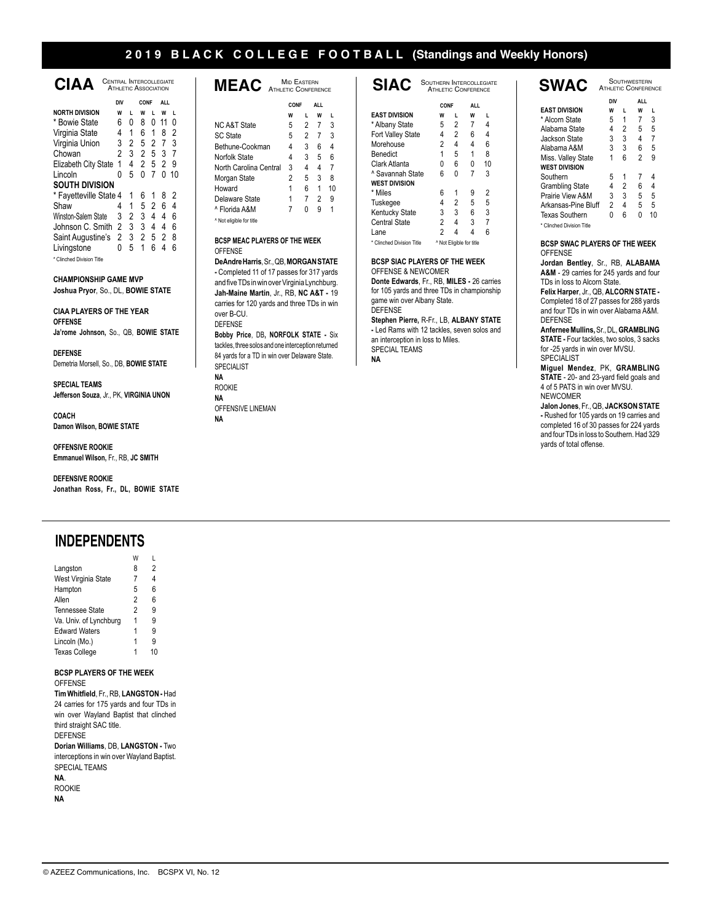# 2019 BLACK COLLEGE FOOTBALL (Standings and Weekly Honors)

## CIAA — Central Intercollegiate Athletic Association

| | DIV W | DIV L | CONF W | CONF L | ALL W | ALL L |
|---|---|---|---|---|---|---|
| **NORTH DIVISION** | | | | | | |
| * Bowie State | 6 | 0 | 8 | 0 | 11 | 0 |
| Virginia State | 4 | 1 | 6 | 1 | 8 | 2 |
| Virginia Union | 3 | 2 | 5 | 2 | 7 | 3 |
| Chowan | 2 | 3 | 2 | 5 | 3 | 7 |
| Elizabeth City State | 1 | 4 | 2 | 5 | 2 | 9 |
| Lincoln | 0 | 5 | 0 | 7 | 0 | 10 |
| **SOUTH DIVISION** | | | | | | |
| * Fayetteville State | 4 | 1 | 6 | 1 | 8 | 2 |
| Shaw | 4 | 1 | 5 | 2 | 6 | 4 |
| Winston-Salem State | 3 | 2 | 3 | 4 | 4 | 6 |
| Johnson C. Smith | 2 | 3 | 3 | 4 | 4 | 6 |
| Saint Augustine's | 2 | 3 | 2 | 5 | 2 | 8 |
| Livingstone | 0 | 5 | 1 | 6 | 4 | 6 |

\* Clinched Division Title

**CHAMPIONSHIP GAME MVP**
**Joshua Pryor**, So., DL, **BOWIE STATE**

**CIAA PLAYERS OF THE YEAR**

**OFFENSE**
**Ja'rome Johnson,** So., QB, **BOWIE STATE**

**DEFENSE**
Demetria Morsell, So., DB, **BOWIE STATE**

**SPECIAL TEAMS**
**Jefferson Souza**, Jr., PK, **VIRGINIA UNION**

**COACH**
**Damon Wilson, BOWIE STATE**

**OFFENSIVE ROOKIE**
**Emmanuel Wilson,** Fr., RB, **JC SMITH**

**DEFENSIVE ROOKIE**
**Jonathan Ross, Fr., DL, BOWIE STATE**

## MEAC — Mid Eastern Athletic Conference

| | CONF W | CONF L | ALL W | ALL L |
|---|---|---|---|---|
| NC A&T State | 5 | 2 | 7 | 3 |
| SC State | 5 | 2 | 7 | 3 |
| Bethune-Cookman | 4 | 3 | 6 | 4 |
| Norfolk State | 4 | 3 | 5 | 6 |
| North Carolina Central | 3 | 4 | 4 | 7 |
| Morgan State | 2 | 5 | 3 | 8 |
| Howard | 1 | 6 | 1 | 10 |
| Delaware State | 1 | 7 | 2 | 9 |
| ^ Florida A&M | 7 | 0 | 9 | 1 |

^ Not eligible for title

**BCSP MEAC PLAYERS OF THE WEEK**

OFFENSE
**DeAndre Harris**, Sr., QB, **MORGAN STATE** - Completed 11 of 17 passes for 317 yards and five TDs in win over Virginia Lynchburg.
**Jah-Maine Martin**, Jr., RB, **NC A&T** - 19 carries for 120 yards and three TDs in win over B-CU.

DEFENSE
**Bobby Price**, DB, **NORFOLK STATE** - Six tackles, three solos and one interception returned 84 yards for a TD in win over Delaware State.

SPECIALIST
**NA**

ROOKIE
**NA**

OFFENSIVE LINEMAN
**NA**

## SIAC — Southern Intercollegiate Athletic Conference

| | CONF W | CONF L | ALL W | ALL L |
|---|---|---|---|---|
| **EAST DIVISION** | | | | |
| * Albany State | 5 | 2 | 7 | 4 |
| Fort Valley State | 4 | 2 | 6 | 4 |
| Morehouse | 2 | 4 | 4 | 6 |
| Benedict | 1 | 5 | 1 | 8 |
| Clark Atlanta | 0 | 6 | 0 | 10 |
| ^ Savannah State | 6 | 0 | 7 | 3 |
| **WEST DIVISION** | | | | |
| * Miles | 6 | 1 | 9 | 2 |
| Tuskegee | 4 | 2 | 5 | 5 |
| Kentucky State | 3 | 3 | 6 | 3 |
| Central State | 2 | 4 | 3 | 7 |
| Lane | 2 | 4 | 4 | 6 |

\* Clinched Division Title ^ Not Eligible for title

**BCSP SIAC PLAYERS OF THE WEEK**

OFFENSE & NEWCOMER
**Donte Edwards**, Fr., RB, **MILES** - 26 carries for 105 yards and three TDs in championship game win over Albany State.

DEFENSE
**Stephen Pierre,** R-Fr., LB, **ALBANY STATE** - Led Rams with 12 tackles, seven solos and an interception in loss to Miles.

SPECIAL TEAMS
**NA**

## SWAC — Southwestern Athletic Conference

| | DIV W | DIV L | ALL W | ALL L |
|---|---|---|---|---|
| **EAST DIVISION** | | | | |
| * Alcorn State | 5 | 1 | 7 | 3 |
| Alabama State | 4 | 2 | 5 | 5 |
| Jackson State | 3 | 3 | 4 | 7 |
| Alabama A&M | 3 | 3 | 6 | 5 |
| Miss. Valley State | 1 | 6 | 2 | 9 |
| **WEST DIVISION** | | | | |
| Southern | 5 | 1 | 7 | 4 |
| Grambling State | 4 | 2 | 6 | 4 |
| Prairie View A&M | 3 | 3 | 5 | 5 |
| Arkansas-Pine Bluff | 2 | 4 | 5 | 5 |
| Texas Southern | 0 | 6 | 0 | 10 |

\* Clinched Division Title

**BCSP SWAC PLAYERS OF THE WEEK**

OFFENSE
**Jordan Bentley**, Sr., RB, **ALABAMA A&M** - 29 carries for 245 yards and four TDs in loss to Alcorn State.
**Felix Harper**, Jr., QB, **ALCORN STATE** - Completed 18 of 27 passes for 288 yards and four TDs in win over Alabama A&M.

DEFENSE
**Anfernee Mullins,** Sr., DL, **GRAMBLING STATE** - Four tackles, two solos, 3 sacks for -25 yards in win over MVSU.

SPECIALIST
**Miguel Mendez**, PK, **GRAMBLING STATE** - 20- and 23-yard field goals and 4 of 5 PATS in win over MVSU.

NEWCOMER
**Jalon Jones**, Fr., QB, **JACKSON STATE** - Rushed for 105 yards on 19 carries and completed 16 of 30 passes for 224 yards and four TDs in loss to Southern. Had 329 yards of total offense.

## INDEPENDENTS

| | W | L |
|---|---|---|
| Langston | 8 | 2 |
| West Virginia State | 7 | 4 |
| Hampton | 5 | 6 |
| Allen | 2 | 6 |
| Tennessee State | 2 | 9 |
| Va. Univ. of Lynchburg | 1 | 9 |
| Edward Waters | 1 | 9 |
| Lincoln (Mo.) | 1 | 9 |
| Texas College | 1 | 10 |

**BCSP PLAYERS OF THE WEEK**

OFFENSE
**Tim Whitfield**, Fr., RB, **LANGSTON** - Had 24 carries for 175 yards and four TDs in win over Wayland Baptist that clinched third straight SAC title.

DEFENSE
**Dorian Williams**, DB, **LANGSTON** - Two interceptions in win over Wayland Baptist.

SPECIAL TEAMS
**NA**.

ROOKIE
**NA**

© AZEEZ Communications, Inc. BCSPX VI, No. 12